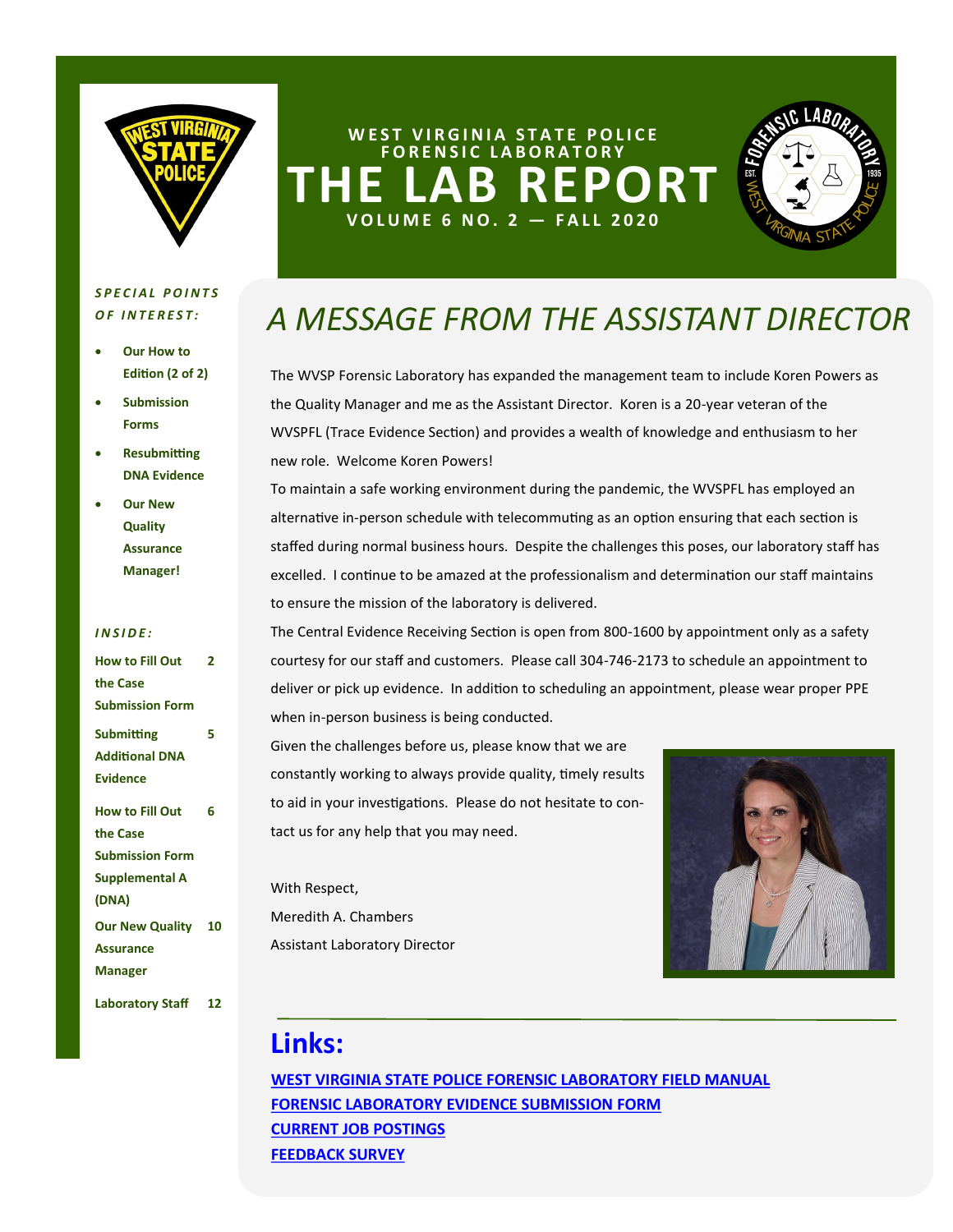WEST VIRGINIA STATE POLICE FORENSIC LABORATORY

# THE LAB REPORT

VOLUME 6 NO. 2 — FALL 2020

***SPECIAL POINTS OF INTEREST:***

- **Our How to Edition (2 of 2)**
- **Submission Forms**
- **Resubmitting DNA Evidence**
- **Our New Quality Assurance Manager!**

***INSIDE:***

| | |
|---|---|
| How to Fill Out the Case Submission Form | 2 |
| Submitting Additional DNA Evidence | 5 |
| How to Fill Out the Case Submission Form Supplemental A (DNA) | 6 |
| Our New Quality Assurance Manager | 10 |
| Laboratory Staff | 12 |

## *A MESSAGE FROM THE ASSISTANT DIRECTOR*

The WVSP Forensic Laboratory has expanded the management team to include Koren Powers as the Quality Manager and me as the Assistant Director. Koren is a 20-year veteran of the WVSPFL (Trace Evidence Section) and provides a wealth of knowledge and enthusiasm to her new role. Welcome Koren Powers!

To maintain a safe working environment during the pandemic, the WVSPFL has employed an alternative in-person schedule with telecommuting as an option ensuring that each section is staffed during normal business hours. Despite the challenges this poses, our laboratory staff has excelled. I continue to be amazed at the professionalism and determination our staff maintains to ensure the mission of the laboratory is delivered.

The Central Evidence Receiving Section is open from 800-1600 by appointment only as a safety courtesy for our staff and customers. Please call 304-746-2173 to schedule an appointment to deliver or pick up evidence. In addition to scheduling an appointment, please wear proper PPE when in-person business is being conducted.

Given the challenges before us, please know that we are constantly working to always provide quality, timely results to aid in your investigations. Please do not hesitate to contact us for any help that you may need.

With Respect,
Meredith A. Chambers
Assistant Laboratory Director

## Links:

[WEST VIRGINIA STATE POLICE FORENSIC LABORATORY FIELD MANUAL]
[FORENSIC LABORATORY EVIDENCE SUBMISSION FORM]
[CURRENT JOB POSTINGS]
[FEEDBACK SURVEY]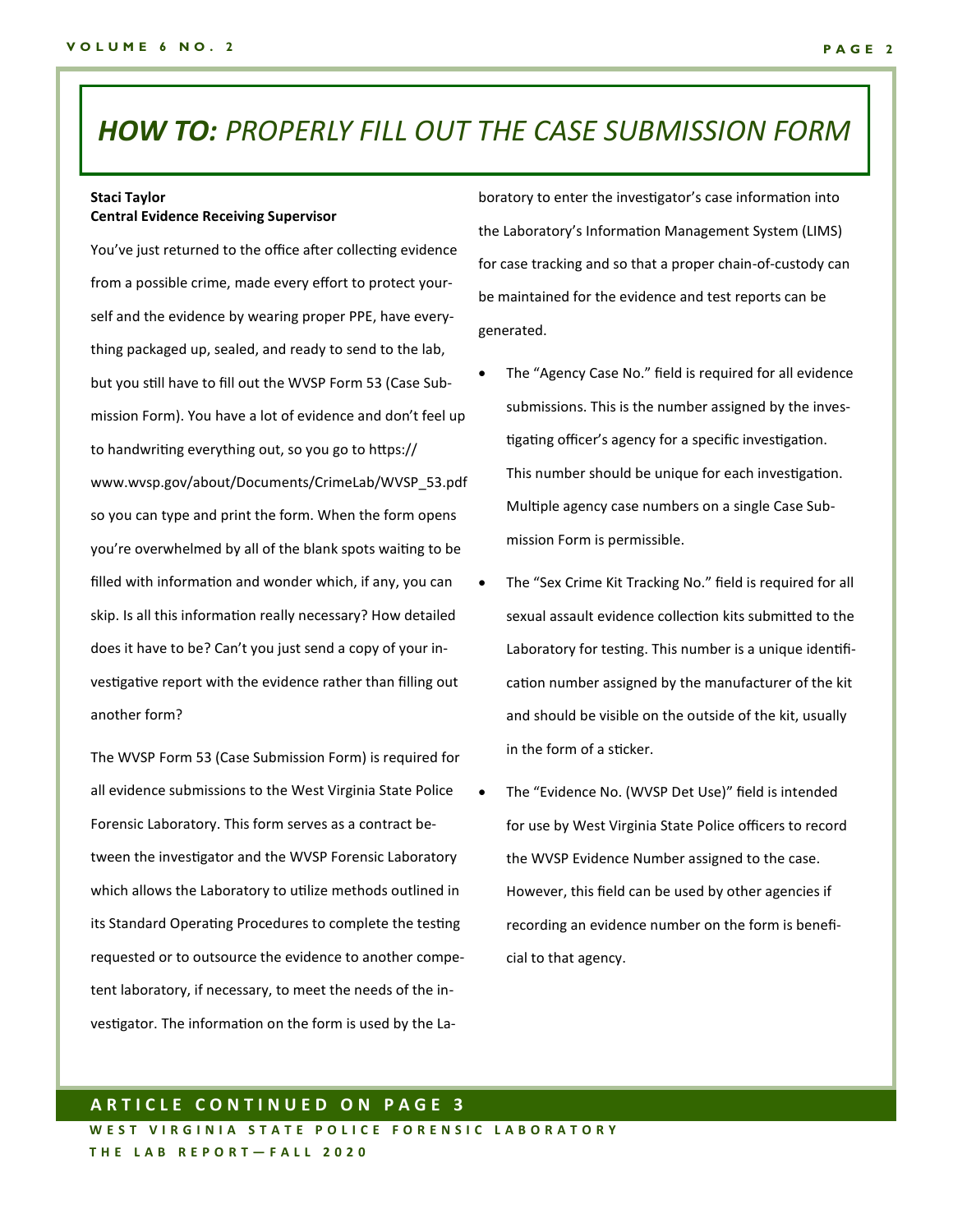# *HOW TO:* PROPERLY FILL OUT THE CASE SUBMISSION FORM

**Staci Taylor**
**Central Evidence Receiving Supervisor**

You've just returned to the office after collecting evidence from a possible crime, made every effort to protect yourself and the evidence by wearing proper PPE, have everything packaged up, sealed, and ready to send to the lab, but you still have to fill out the WVSP Form 53 (Case Submission Form). You have a lot of evidence and don't feel up to handwriting everything out, so you go to https://www.wvsp.gov/about/Documents/CrimeLab/WVSP_53.pdf so you can type and print the form. When the form opens you're overwhelmed by all of the blank spots waiting to be filled with information and wonder which, if any, you can skip. Is all this information really necessary? How detailed does it have to be? Can't you just send a copy of your investigative report with the evidence rather than filling out another form?

The WVSP Form 53 (Case Submission Form) is required for all evidence submissions to the West Virginia State Police Forensic Laboratory. This form serves as a contract between the investigator and the WVSP Forensic Laboratory which allows the Laboratory to utilize methods outlined in its Standard Operating Procedures to complete the testing requested or to outsource the evidence to another competent laboratory, if necessary, to meet the needs of the investigator. The information on the form is used by the Laboratory to enter the investigator's case information into the Laboratory's Information Management System (LIMS) for case tracking and so that a proper chain-of-custody can be maintained for the evidence and test reports can be generated.

- The "Agency Case No." field is required for all evidence submissions. This is the number assigned by the investigating officer's agency for a specific investigation. This number should be unique for each investigation. Multiple agency case numbers on a single Case Submission Form is permissible.
- The "Sex Crime Kit Tracking No." field is required for all sexual assault evidence collection kits submitted to the Laboratory for testing. This number is a unique identification number assigned by the manufacturer of the kit and should be visible on the outside of the kit, usually in the form of a sticker.
- The "Evidence No. (WVSP Det Use)" field is intended for use by West Virginia State Police officers to record the WVSP Evidence Number assigned to the case. However, this field can be used by other agencies if recording an evidence number on the form is beneficial to that agency.

**ARTICLE CONTINUED ON PAGE 3**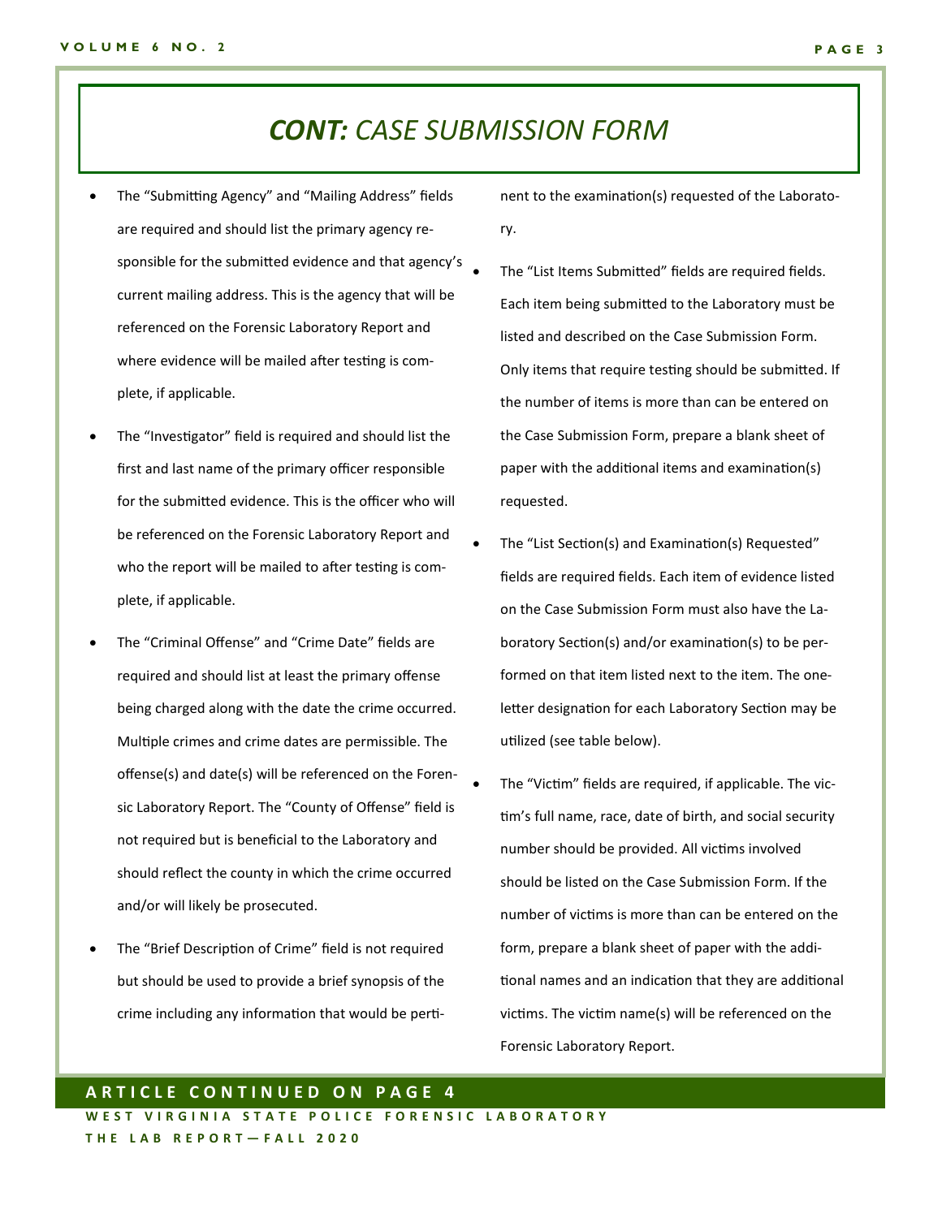# *CONT: CASE SUBMISSION FORM*

- The "Submitting Agency" and "Mailing Address" fields are required and should list the primary agency responsible for the submitted evidence and that agency's current mailing address. This is the agency that will be referenced on the Forensic Laboratory Report and where evidence will be mailed after testing is complete, if applicable.
- The "Investigator" field is required and should list the first and last name of the primary officer responsible for the submitted evidence. This is the officer who will be referenced on the Forensic Laboratory Report and who the report will be mailed to after testing is complete, if applicable.
- The "Criminal Offense" and "Crime Date" fields are required and should list at least the primary offense being charged along with the date the crime occurred. Multiple crimes and crime dates are permissible. The offense(s) and date(s) will be referenced on the Forensic Laboratory Report. The "County of Offense" field is not required but is beneficial to the Laboratory and should reflect the county in which the crime occurred and/or will likely be prosecuted.
- The "Brief Description of Crime" field is not required but should be used to provide a brief synopsis of the crime including any information that would be pertinent to the examination(s) requested of the Laboratory.
- The "List Items Submitted" fields are required fields. Each item being submitted to the Laboratory must be listed and described on the Case Submission Form. Only items that require testing should be submitted. If the number of items is more than can be entered on the Case Submission Form, prepare a blank sheet of paper with the additional items and examination(s) requested.
- The "List Section(s) and Examination(s) Requested" fields are required fields. Each item of evidence listed on the Case Submission Form must also have the Laboratory Section(s) and/or examination(s) to be performed on that item listed next to the item. The one-letter designation for each Laboratory Section may be utilized (see table below).
- The "Victim" fields are required, if applicable. The victim's full name, race, date of birth, and social security number should be provided. All victims involved should be listed on the Case Submission Form. If the number of victims is more than can be entered on the form, prepare a blank sheet of paper with the additional names and an indication that they are additional victims. The victim name(s) will be referenced on the Forensic Laboratory Report.

**ARTICLE CONTINUED ON PAGE 4**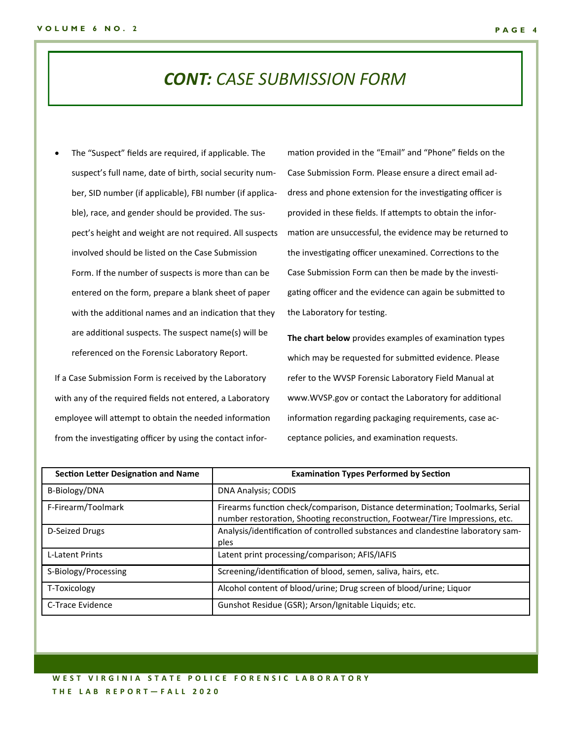# ***CONT:*** *CASE SUBMISSION FORM*

- The "Suspect" fields are required, if applicable. The suspect's full name, date of birth, social security number, SID number (if applicable), FBI number (if applicable), race, and gender should be provided. The suspect's height and weight are not required. All suspects involved should be listed on the Case Submission Form. If the number of suspects is more than can be entered on the form, prepare a blank sheet of paper with the additional names and an indication that they are additional suspects. The suspect name(s) will be referenced on the Forensic Laboratory Report.

If a Case Submission Form is received by the Laboratory with any of the required fields not entered, a Laboratory employee will attempt to obtain the needed information from the investigating officer by using the contact information provided in the "Email" and "Phone" fields on the Case Submission Form. Please ensure a direct email address and phone extension for the investigating officer is provided in these fields. If attempts to obtain the information are unsuccessful, the evidence may be returned to the investigating officer unexamined. Corrections to the Case Submission Form can then be made by the investigating officer and the evidence can again be submitted to the Laboratory for testing.

**The chart below** provides examples of examination types which may be requested for submitted evidence. Please refer to the WVSP Forensic Laboratory Field Manual at www.WVSP.gov or contact the Laboratory for additional information regarding packaging requirements, case acceptance policies, and examination requests.

| Section Letter Designation and Name | Examination Types Performed by Section |
|---|---|
| B-Biology/DNA | DNA Analysis; CODIS |
| F-Firearm/Toolmark | Firearms function check/comparison, Distance determination; Toolmarks, Serial number restoration, Shooting reconstruction, Footwear/Tire Impressions, etc. |
| D-Seized Drugs | Analysis/identification of controlled substances and clandestine laboratory samples |
| L-Latent Prints | Latent print processing/comparison; AFIS/IAFIS |
| S-Biology/Processing | Screening/identification of blood, semen, saliva, hairs, etc. |
| T-Toxicology | Alcohol content of blood/urine; Drug screen of blood/urine; Liquor |
| C-Trace Evidence | Gunshot Residue (GSR); Arson/Ignitable Liquids; etc. |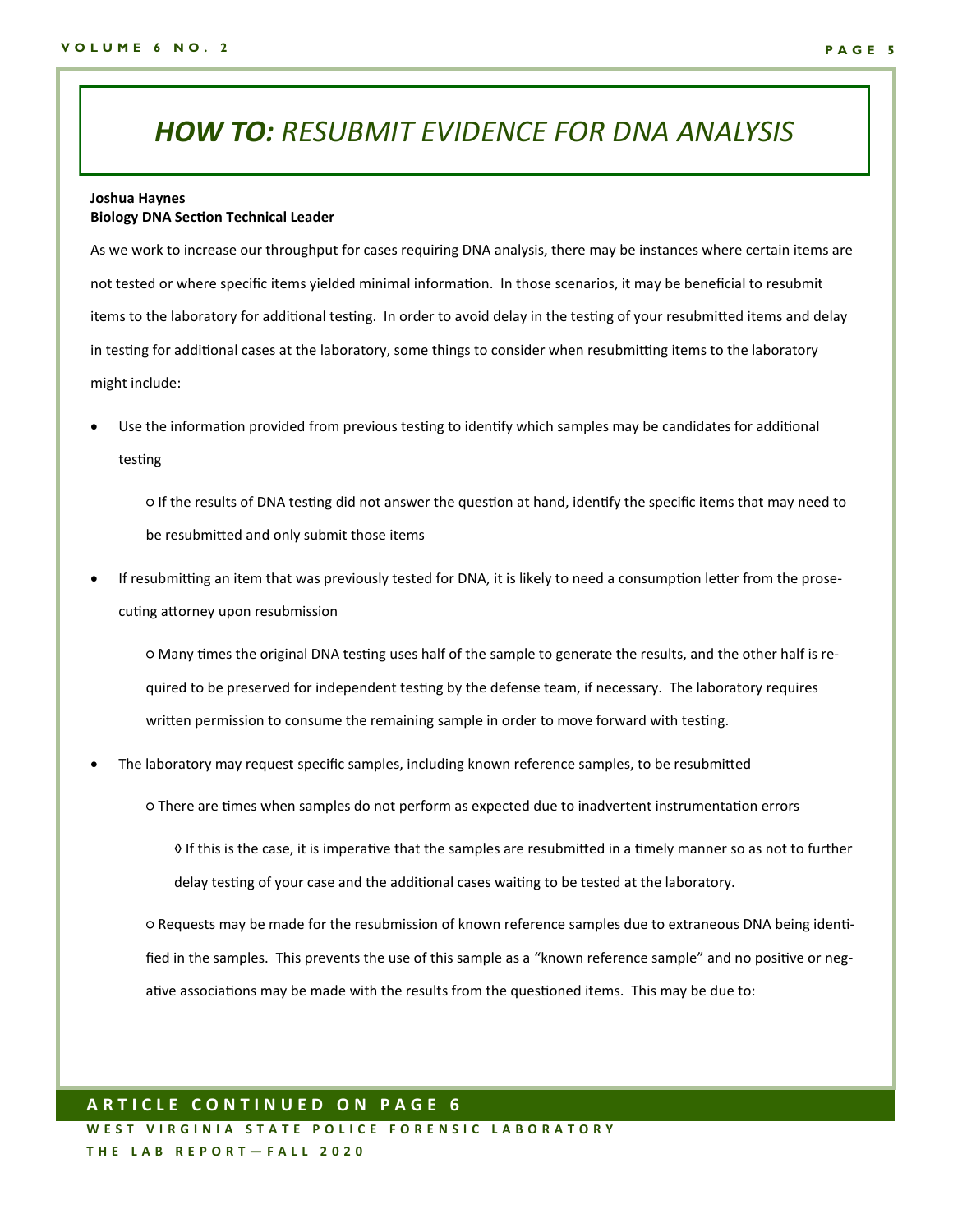# *HOW TO: RESUBMIT EVIDENCE FOR DNA ANALYSIS*

**Joshua Haynes**
**Biology DNA Section Technical Leader**

As we work to increase our throughput for cases requiring DNA analysis, there may be instances where certain items are not tested or where specific items yielded minimal information. In those scenarios, it may be beneficial to resubmit items to the laboratory for additional testing. In order to avoid delay in the testing of your resubmitted items and delay in testing for additional cases at the laboratory, some things to consider when resubmitting items to the laboratory might include:

- Use the information provided from previous testing to identify which samples may be candidates for additional testing
    - If the results of DNA testing did not answer the question at hand, identify the specific items that may need to be resubmitted and only submit those items
- If resubmitting an item that was previously tested for DNA, it is likely to need a consumption letter from the prosecuting attorney upon resubmission
    - Many times the original DNA testing uses half of the sample to generate the results, and the other half is required to be preserved for independent testing by the defense team, if necessary. The laboratory requires written permission to consume the remaining sample in order to move forward with testing.
- The laboratory may request specific samples, including known reference samples, to be resubmitted
    - There are times when samples do not perform as expected due to inadvertent instrumentation errors
        - If this is the case, it is imperative that the samples are resubmitted in a timely manner so as not to further delay testing of your case and the additional cases waiting to be tested at the laboratory.
    - Requests may be made for the resubmission of known reference samples due to extraneous DNA being identified in the samples. This prevents the use of this sample as a "known reference sample" and no positive or negative associations may be made with the results from the questioned items. This may be due to:

**ARTICLE CONTINUED ON PAGE 6**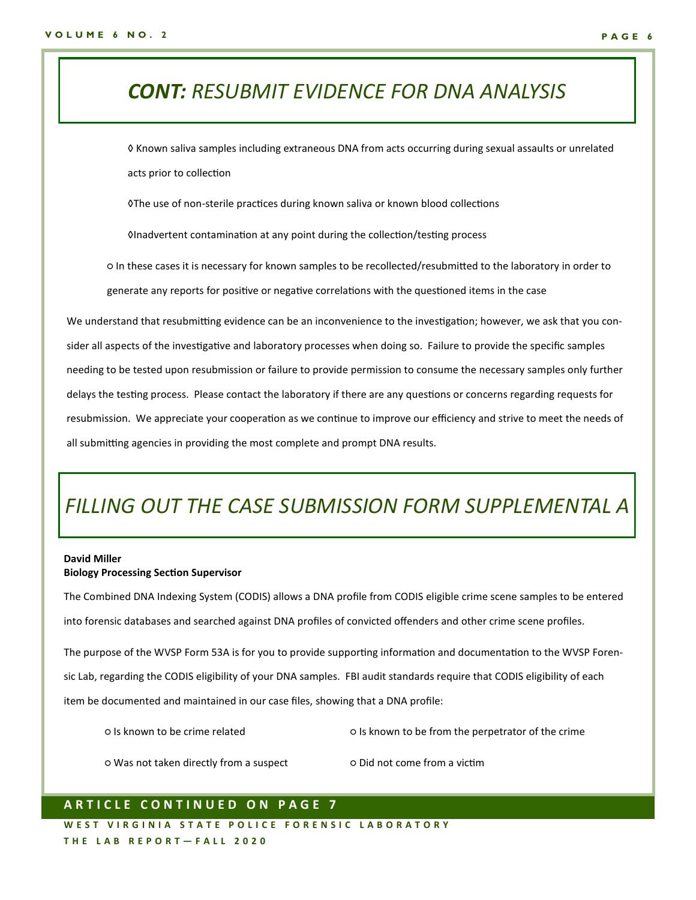# ***CONT:*** *RESUBMIT EVIDENCE FOR DNA ANALYSIS*

◊ Known saliva samples including extraneous DNA from acts occurring during sexual assaults or unrelated acts prior to collection

◊The use of non-sterile practices during known saliva or known blood collections

◊Inadvertent contamination at any point during the collection/testing process

○ In these cases it is necessary for known samples to be recollected/resubmitted to the laboratory in order to generate any reports for positive or negative correlations with the questioned items in the case

We understand that resubmitting evidence can be an inconvenience to the investigation; however, we ask that you consider all aspects of the investigative and laboratory processes when doing so. Failure to provide the specific samples needing to be tested upon resubmission or failure to provide permission to consume the necessary samples only further delays the testing process. Please contact the laboratory if there are any questions or concerns regarding requests for resubmission. We appreciate your cooperation as we continue to improve our efficiency and strive to meet the needs of all submitting agencies in providing the most complete and prompt DNA results.

# *FILLING OUT THE CASE SUBMISSION FORM SUPPLEMENTAL A*

**David Miller**
**Biology Processing Section Supervisor**

The Combined DNA Indexing System (CODIS) allows a DNA profile from CODIS eligible crime scene samples to be entered into forensic databases and searched against DNA profiles of convicted offenders and other crime scene profiles.

The purpose of the WVSP Form 53A is for you to provide supporting information and documentation to the WVSP Forensic Lab, regarding the CODIS eligibility of your DNA samples. FBI audit standards require that CODIS eligibility of each item be documented and maintained in our case files, showing that a DNA profile:

○ Is known to be crime related

○ Is known to be from the perpetrator of the crime

○ Was not taken directly from a suspect

○ Did not come from a victim

**ARTICLE CONTINUED ON PAGE 7**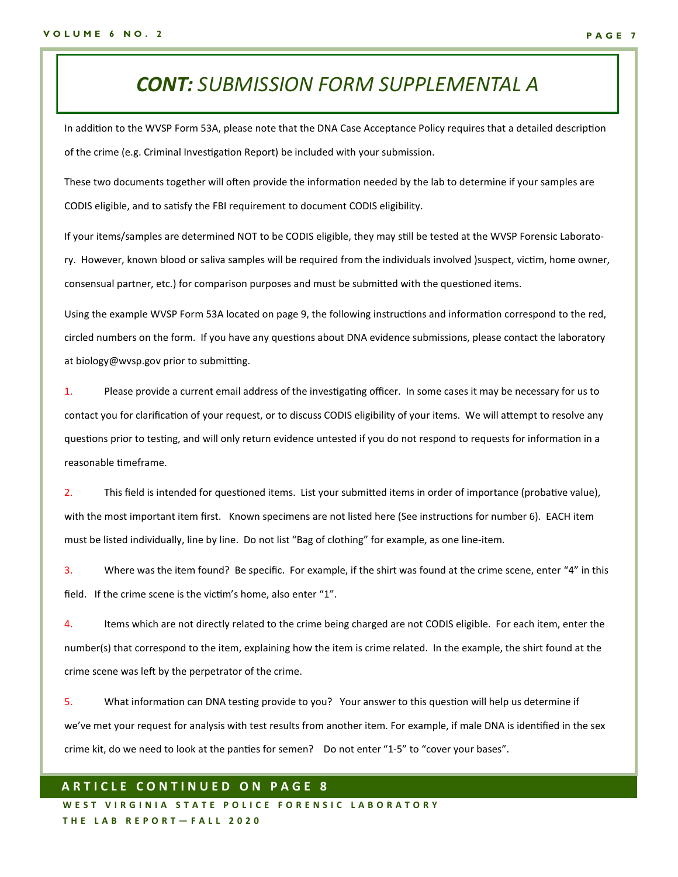# ***CONT:*** *SUBMISSION FORM SUPPLEMENTAL A*

In addition to the WVSP Form 53A, please note that the DNA Case Acceptance Policy requires that a detailed description of the crime (e.g. Criminal Investigation Report) be included with your submission.

These two documents together will often provide the information needed by the lab to determine if your samples are CODIS eligible, and to satisfy the FBI requirement to document CODIS eligibility.

If your items/samples are determined NOT to be CODIS eligible, they may still be tested at the WVSP Forensic Laboratory. However, known blood or saliva samples will be required from the individuals involved )suspect, victim, home owner, consensual partner, etc.) for comparison purposes and must be submitted with the questioned items.

Using the example WVSP Form 53A located on page 9, the following instructions and information correspond to the red, circled numbers on the form. If you have any questions about DNA evidence submissions, please contact the laboratory at biology@wvsp.gov prior to submitting.

1. Please provide a current email address of the investigating officer. In some cases it may be necessary for us to contact you for clarification of your request, or to discuss CODIS eligibility of your items. We will attempt to resolve any questions prior to testing, and will only return evidence untested if you do not respond to requests for information in a reasonable timeframe.

2. This field is intended for questioned items. List your submitted items in order of importance (probative value), with the most important item first. Known specimens are not listed here (See instructions for number 6). EACH item must be listed individually, line by line. Do not list “Bag of clothing” for example, as one line-item.

3. Where was the item found? Be specific. For example, if the shirt was found at the crime scene, enter “4” in this field. If the crime scene is the victim’s home, also enter “1”.

4. Items which are not directly related to the crime being charged are not CODIS eligible. For each item, enter the number(s) that correspond to the item, explaining how the item is crime related. In the example, the shirt found at the crime scene was left by the perpetrator of the crime.

5. What information can DNA testing provide to you? Your answer to this question will help us determine if we’ve met your request for analysis with test results from another item. For example, if male DNA is identified in the sex crime kit, do we need to look at the panties for semen? Do not enter “1-5” to “cover your bases”.

**ARTICLE CONTINUED ON PAGE 8**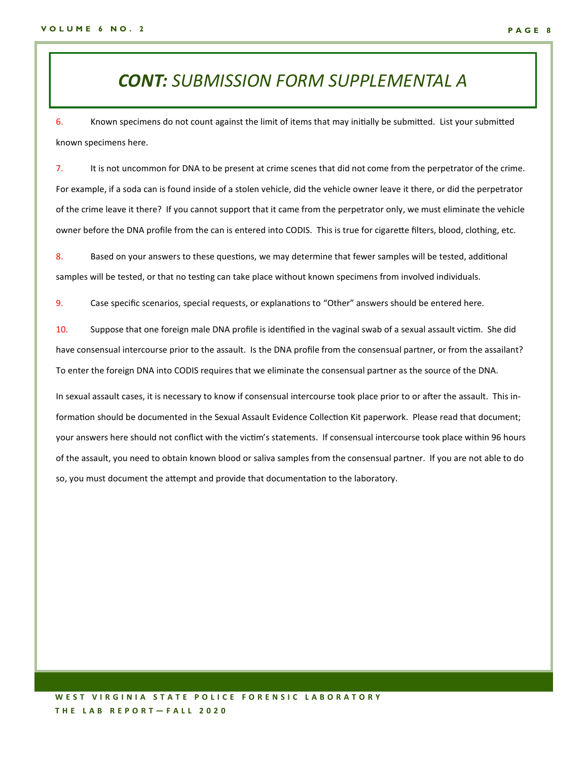# ***CONT:*** *SUBMISSION FORM SUPPLEMENTAL A*

6. Known specimens do not count against the limit of items that may initially be submitted. List your submitted known specimens here.

7. It is not uncommon for DNA to be present at crime scenes that did not come from the perpetrator of the crime. For example, if a soda can is found inside of a stolen vehicle, did the vehicle owner leave it there, or did the perpetrator of the crime leave it there? If you cannot support that it came from the perpetrator only, we must eliminate the vehicle owner before the DNA profile from the can is entered into CODIS. This is true for cigarette filters, blood, clothing, etc.

8. Based on your answers to these questions, we may determine that fewer samples will be tested, additional samples will be tested, or that no testing can take place without known specimens from involved individuals.

9. Case specific scenarios, special requests, or explanations to "Other" answers should be entered here.

10. Suppose that one foreign male DNA profile is identified in the vaginal swab of a sexual assault victim. She did have consensual intercourse prior to the assault. Is the DNA profile from the consensual partner, or from the assailant? To enter the foreign DNA into CODIS requires that we eliminate the consensual partner as the source of the DNA.

In sexual assault cases, it is necessary to know if consensual intercourse took place prior to or after the assault. This information should be documented in the Sexual Assault Evidence Collection Kit paperwork. Please read that document; your answers here should not conflict with the victim's statements. If consensual intercourse took place within 96 hours of the assault, you need to obtain known blood or saliva samples from the consensual partner. If you are not able to do so, you must document the attempt and provide that documentation to the laboratory.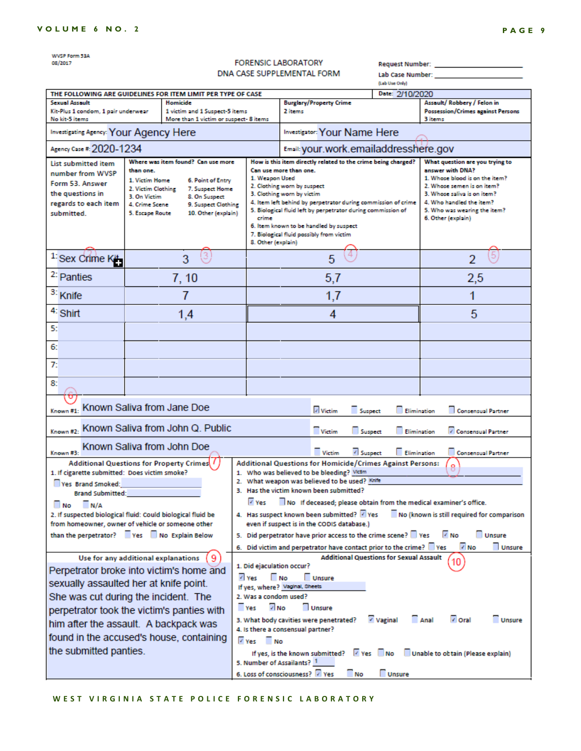WVSP Form 53A
08/2017

FORENSIC LABORATORY
DNA CASE SUPPLEMENTAL FORM

Request Number: ____________
Lab Case Number: ____________
(Lab Use Only)

| THE FOLLOWING ARE GUIDELINES FOR ITEM LIMIT PER TYPE OF CASE | | | Date: 2/10/2020 |
|---|---|---|---|
| **Sexual Assault** Kit-Plus 1 condom, 1 pair underwear No kit-5 items | **Homicide** 1 victim and 1 Suspect-5 items More than 1 victim or suspect- 8 items | **Burglary/Property Crime** 2 items | **Assault/ Robbery / Felon in Possession/Crimes against Persons** 3 items |

Investigating Agency: Your Agency Here
Investigator: Your Name Here ①
Agency Case #: 2020-1234
Email: your.work.emailaddresshere.gov

| List submitted item number from WVSP Form 53. Answer the questions in regards to each item submitted. | Where was item found? Can use more than one. 1. Victim Home 2. Victim Clothing 3. On Victim 4. Crime Scene 5. Escape Route 6. Point of Entry 7. Suspect Home 8. On Suspect 9. Suspect Clothing 10. Other (explain) | How is this item directly related to the crime being charged? Can use more than one. 1. Weapon Used 2. Clothing worn by suspect 3. Clothing worn by victim 4. Item left behind by perpetrator during commission of crime 5. Biological fluid left by perpetrator during commission of crime 6. Item known to be handled by suspect 7. Biological fluid possibly from victim 8. Other (explain) | What question are you trying to answer with DNA? 1. Whose blood is on the item? 2. Whose semen is on item? 3. Whose saliva is on item? 4. Who handled the item? 5. Who was wearing the item? 6. Other (explain) |
|---|---|---|---|
| 1: Sex Crime Kit ② | 3 ③ | 5 ④ | 2 ⑤ |
| 2: Panties | 7, 10 | 5,7 | 2,5 |
| 3: Knife | 7 | 1,7 | 1 |
| 4: Shirt | 1,4 | 4 | 5 |
| 5: | | | |
| 6: | | | |
| 7: | | | |
| 8: | | | |

⑥
Known #1: Known Saliva from Jane Doe — ☑ Victim ☐ Suspect ☐ Elimination ☐ Consensual Partner
Known #2: Known Saliva from John Q. Public — ☐ Victim ☐ Suspect ☐ Elimination ☑ Consensual Partner
Known #3: Known Saliva from John Doe — ☐ Victim ☑ Suspect ☐ Elimination ☐ Consensual Partner

**Additional Questions for Property Crimes** ⑦

1. If cigarette submitted: Does victim smoke?
   ☐ Yes Brand Smoked: ____________
   Brand Submitted: ____________
   ☐ No ☐ N/A
2. If suspected biological fluid: Could biological fluid be from homeowner, owner of vehicle or someone other than the perpetrator? ☐ Yes ☐ No Explain Below

**Additional Questions for Homicide/Crimes Against Persons:** ⑧

1. Who was believed to be bleeding? Victim
2. What weapon was believed to be used? Knife
3. Has the victim known been submitted?
   ☑ Yes ☐ No If deceased; please obtain from the medical examiner's office.
4. Has suspect known been submitted? ☑ Yes ☐ No (known is still required for comparison even if suspect is in the CODIS database.)
5. Did perpetrator have prior access to the crime scene? ☐ Yes ☑ No ☐ Unsure
6. Did victim and perpetrator have contact prior to the crime? ☐ Yes ☑ No ☐ Unsure

**Use for any additional explanations** ⑨

Perpetrator broke into victim's home and sexually assaulted her at knife point. She was cut during the incident. The perpetrator took the victim's panties with him after the assault. A backpack was found in the accused's house, containing the submitted panties.

**Additional Questions for Sexual Assault** ⑩

1. Did ejaculation occur?
   ☑ Yes ☐ No ☐ Unsure
   If yes, where? Vaginal, Sheets
2. Was a condom used?
   ☐ Yes ☑ No ☐ Unsure
3. What body cavities were penetrated? ☑ Vaginal ☐ Anal ☑ Oral ☐ Unsure
4. Is there a consensual partner?
   ☑ Yes ☐ No
   If yes, is the known submitted? ☑ Yes ☐ No ☐ Unable to obtain (Please explain)
5. Number of Assailants? 1
6. Loss of consciousness? ☑ Yes ☐ No ☐ Unsure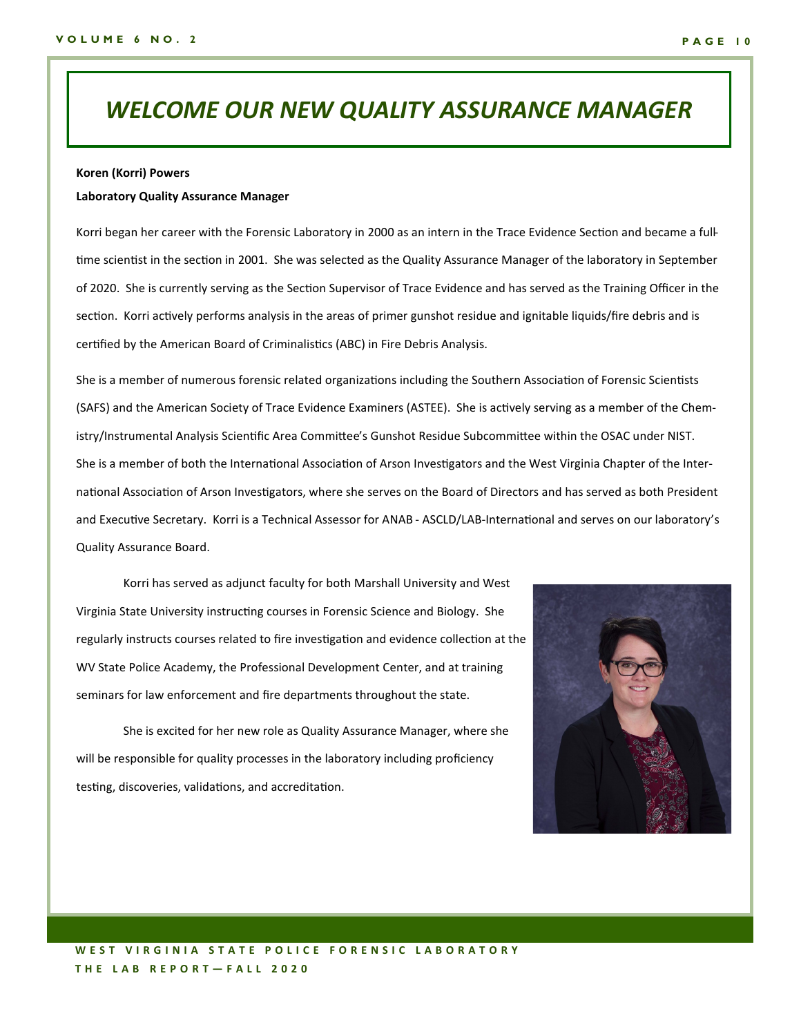# WELCOME OUR NEW QUALITY ASSURANCE MANAGER

**Koren (Korri) Powers**

**Laboratory Quality Assurance Manager**

Korri began her career with the Forensic Laboratory in 2000 as an intern in the Trace Evidence Section and became a full-time scientist in the section in 2001. She was selected as the Quality Assurance Manager of the laboratory in September of 2020. She is currently serving as the Section Supervisor of Trace Evidence and has served as the Training Officer in the section. Korri actively performs analysis in the areas of primer gunshot residue and ignitable liquids/fire debris and is certified by the American Board of Criminalistics (ABC) in Fire Debris Analysis.

She is a member of numerous forensic related organizations including the Southern Association of Forensic Scientists (SAFS) and the American Society of Trace Evidence Examiners (ASTEE). She is actively serving as a member of the Chemistry/Instrumental Analysis Scientific Area Committee's Gunshot Residue Subcommittee within the OSAC under NIST. She is a member of both the International Association of Arson Investigators and the West Virginia Chapter of the International Association of Arson Investigators, where she serves on the Board of Directors and has served as both President and Executive Secretary. Korri is a Technical Assessor for ANAB - ASCLD/LAB-International and serves on our laboratory's Quality Assurance Board.

Korri has served as adjunct faculty for both Marshall University and West Virginia State University instructing courses in Forensic Science and Biology. She regularly instructs courses related to fire investigation and evidence collection at the WV State Police Academy, the Professional Development Center, and at training seminars for law enforcement and fire departments throughout the state.

She is excited for her new role as Quality Assurance Manager, where she will be responsible for quality processes in the laboratory including proficiency testing, discoveries, validations, and accreditation.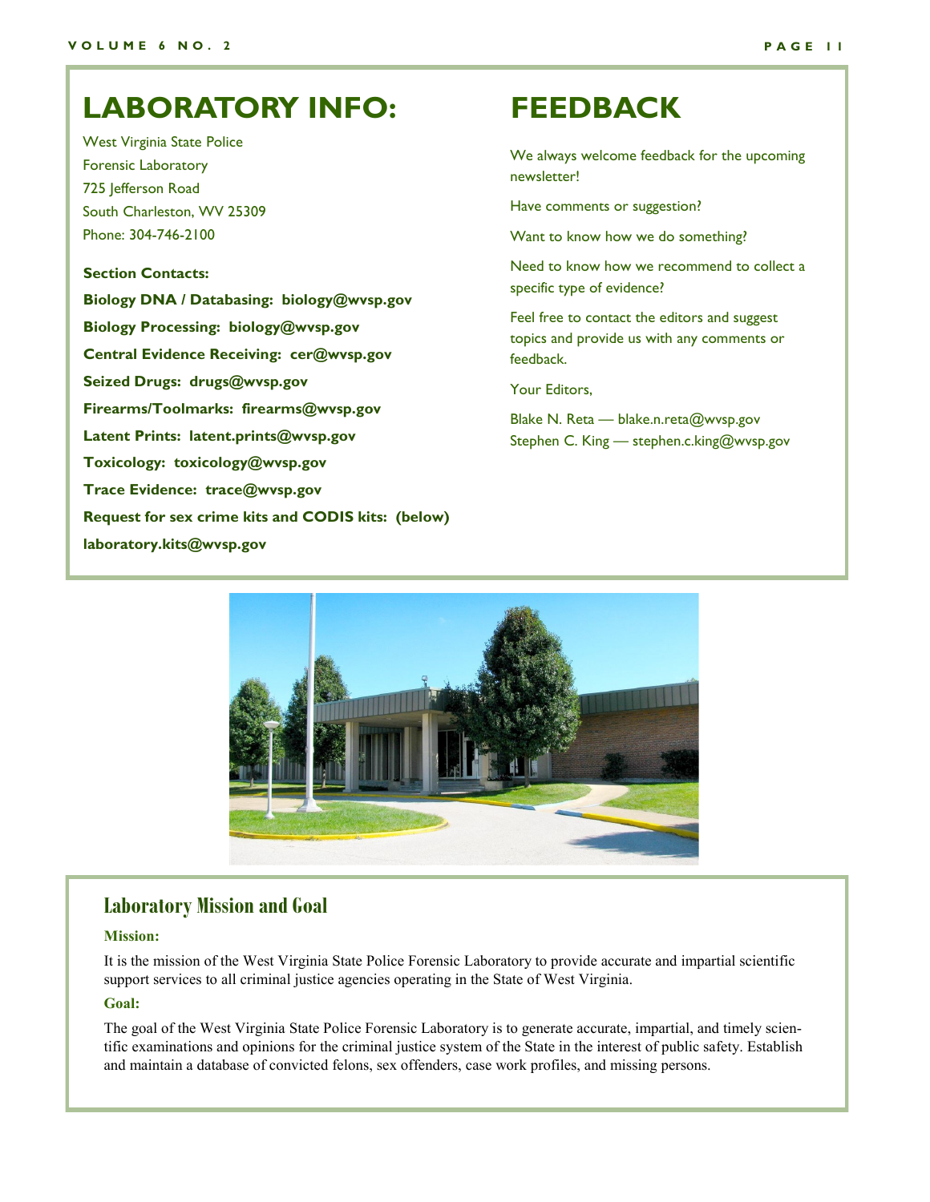# LABORATORY INFO:

West Virginia State Police
Forensic Laboratory
725 Jefferson Road
South Charleston, WV 25309
Phone: 304-746-2100

**Section Contacts:**

**Biology DNA / Databasing: biology@wvsp.gov**

**Biology Processing: biology@wvsp.gov**

**Central Evidence Receiving: cer@wvsp.gov**

**Seized Drugs: drugs@wvsp.gov**

**Firearms/Toolmarks: firearms@wvsp.gov**

**Latent Prints: latent.prints@wvsp.gov**

**Toxicology: toxicology@wvsp.gov**

**Trace Evidence: trace@wvsp.gov**

**Request for sex crime kits and CODIS kits: (below)**

**laboratory.kits@wvsp.gov**

# FEEDBACK

We always welcome feedback for the upcoming newsletter!

Have comments or suggestion?

Want to know how we do something?

Need to know how we recommend to collect a specific type of evidence?

Feel free to contact the editors and suggest topics and provide us with any comments or feedback.

Your Editors,

Blake N. Reta — blake.n.reta@wvsp.gov
Stephen C. King — stephen.c.king@wvsp.gov

## Laboratory Mission and Goal

**Mission:**

It is the mission of the West Virginia State Police Forensic Laboratory to provide accurate and impartial scientific support services to all criminal justice agencies operating in the State of West Virginia.

**Goal:**

The goal of the West Virginia State Police Forensic Laboratory is to generate accurate, impartial, and timely scientific examinations and opinions for the criminal justice system of the State in the interest of public safety. Establish and maintain a database of convicted felons, sex offenders, case work profiles, and missing persons.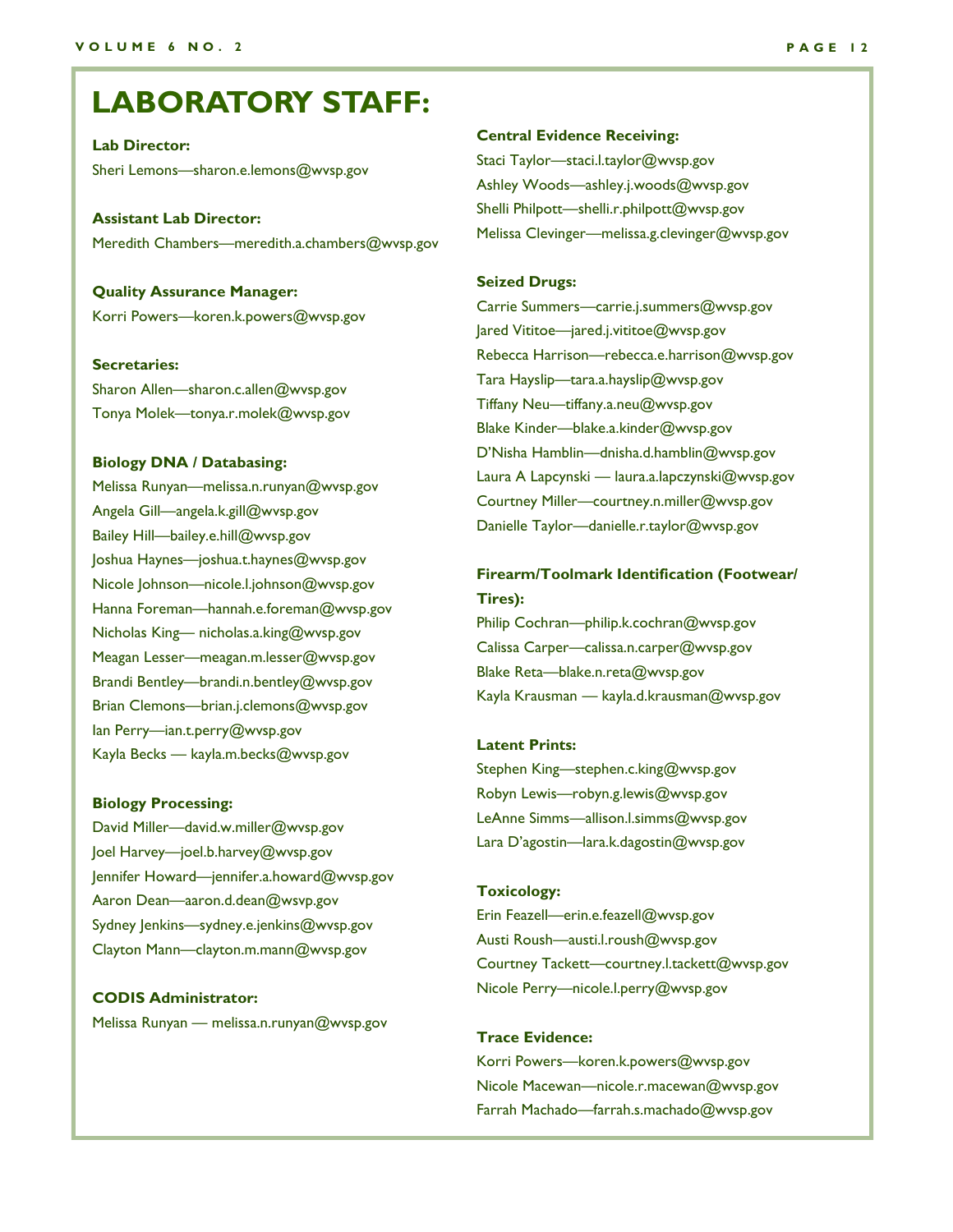# LABORATORY STAFF:

**Lab Director:**
Sheri Lemons—sharon.e.lemons@wvsp.gov

**Assistant Lab Director:**
Meredith Chambers—meredith.a.chambers@wvsp.gov

**Quality Assurance Manager:**
Korri Powers—koren.k.powers@wvsp.gov

**Secretaries:**
Sharon Allen—sharon.c.allen@wvsp.gov
Tonya Molek—tonya.r.molek@wvsp.gov

**Biology DNA / Databasing:**
Melissa Runyan—melissa.n.runyan@wvsp.gov
Angela Gill—angela.k.gill@wvsp.gov
Bailey Hill—bailey.e.hill@wvsp.gov
Joshua Haynes—joshua.t.haynes@wvsp.gov
Nicole Johnson—nicole.l.johnson@wvsp.gov
Hanna Foreman—hannah.e.foreman@wvsp.gov
Nicholas King— nicholas.a.king@wvsp.gov
Meagan Lesser—meagan.m.lesser@wvsp.gov
Brandi Bentley—brandi.n.bentley@wvsp.gov
Brian Clemons—brian.j.clemons@wvsp.gov
Ian Perry—ian.t.perry@wvsp.gov
Kayla Becks — kayla.m.becks@wvsp.gov

**Biology Processing:**
David Miller—david.w.miller@wvsp.gov
Joel Harvey—joel.b.harvey@wvsp.gov
Jennifer Howard—jennifer.a.howard@wvsp.gov
Aaron Dean—aaron.d.dean@wsvp.gov
Sydney Jenkins—sydney.e.jenkins@wvsp.gov
Clayton Mann—clayton.m.mann@wvsp.gov

**CODIS Administrator:**
Melissa Runyan — melissa.n.runyan@wvsp.gov

**Central Evidence Receiving:**
Staci Taylor—staci.l.taylor@wvsp.gov
Ashley Woods—ashley.j.woods@wvsp.gov
Shelli Philpott—shelli.r.philpott@wvsp.gov
Melissa Clevinger—melissa.g.clevinger@wvsp.gov

**Seized Drugs:**
Carrie Summers—carrie.j.summers@wvsp.gov
Jared Vititoe—jared.j.vititoe@wvsp.gov
Rebecca Harrison—rebecca.e.harrison@wvsp.gov
Tara Hayslip—tara.a.hayslip@wvsp.gov
Tiffany Neu—tiffany.a.neu@wvsp.gov
Blake Kinder—blake.a.kinder@wvsp.gov
D'Nisha Hamblin—dnisha.d.hamblin@wvsp.gov
Laura A Lapcynski — laura.a.lapczynski@wvsp.gov
Courtney Miller—courtney.n.miller@wvsp.gov
Danielle Taylor—danielle.r.taylor@wvsp.gov

**Firearm/Toolmark Identification (Footwear/ Tires):**
Philip Cochran—philip.k.cochran@wvsp.gov
Calissa Carper—calissa.n.carper@wvsp.gov
Blake Reta—blake.n.reta@wvsp.gov
Kayla Krausman — kayla.d.krausman@wvsp.gov

**Latent Prints:**
Stephen King—stephen.c.king@wvsp.gov
Robyn Lewis—robyn.g.lewis@wvsp.gov
LeAnne Simms—allison.l.simms@wvsp.gov
Lara D'agostin—lara.k.dagostin@wvsp.gov

**Toxicology:**
Erin Feazell—erin.e.feazell@wvsp.gov
Austi Roush—austi.l.roush@wvsp.gov
Courtney Tackett—courtney.l.tackett@wvsp.gov
Nicole Perry—nicole.l.perry@wvsp.gov

**Trace Evidence:**
Korri Powers—koren.k.powers@wvsp.gov
Nicole Macewan—nicole.r.macewan@wvsp.gov
Farrah Machado—farrah.s.machado@wvsp.gov